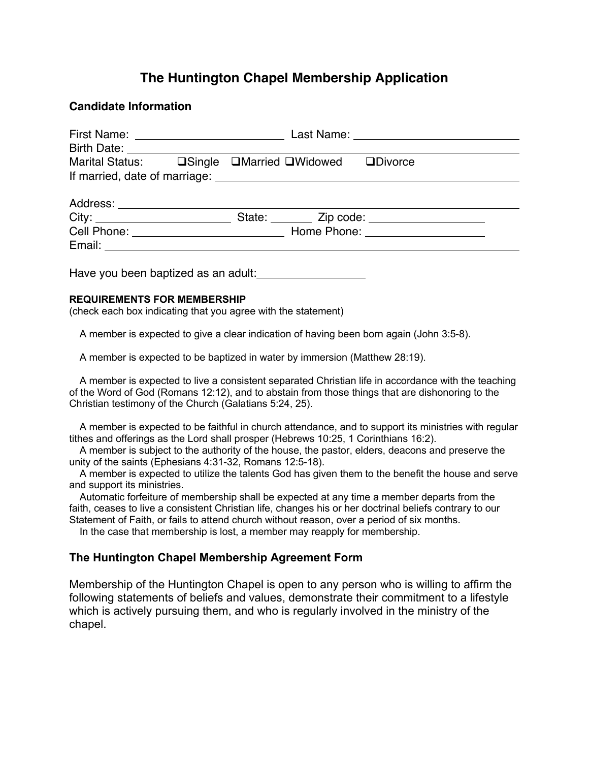# The Huntington Chapel Membership Application

## Candidate Information

First Name: ____________________ Last Name: ____________________

Birth Date: ____________________

Marital Status: ❑Single ❑Married ❑Widowed ❑Divorce

If married, date of marriage: ____________________

Address: ____________________

City: ____________________ State: ________ Zip code: ____________________

Cell Phone: ____________________ Home Phone: ____________________

Email: ____________________

Have you been baptized as an adult: ____________________

**REQUIREMENTS FOR MEMBERSHIP**

(check each box indicating that you agree with the statement)

A member is expected to give a clear indication of having been born again (John 3:5-8).

A member is expected to be baptized in water by immersion (Matthew 28:19).

A member is expected to live a consistent separated Christian life in accordance with the teaching of the Word of God (Romans 12:12), and to abstain from those things that are dishonoring to the Christian testimony of the Church (Galatians 5:24, 25).

A member is expected to be faithful in church attendance, and to support its ministries with regular tithes and offerings as the Lord shall prosper (Hebrews 10:25, 1 Corinthians 16:2).

A member is subject to the authority of the house, the pastor, elders, deacons and preserve the unity of the saints (Ephesians 4:31-32, Romans 12:5-18).

A member is expected to utilize the talents God has given them to the benefit the house and serve and support its ministries.

Automatic forfeiture of membership shall be expected at any time a member departs from the faith, ceases to live a consistent Christian life, changes his or her doctrinal beliefs contrary to our Statement of Faith, or fails to attend church without reason, over a period of six months.

In the case that membership is lost, a member may reapply for membership.

## The Huntington Chapel Membership Agreement Form

Membership of the Huntington Chapel is open to any person who is willing to affirm the following statements of beliefs and values, demonstrate their commitment to a lifestyle which is actively pursuing them, and who is regularly involved in the ministry of the chapel.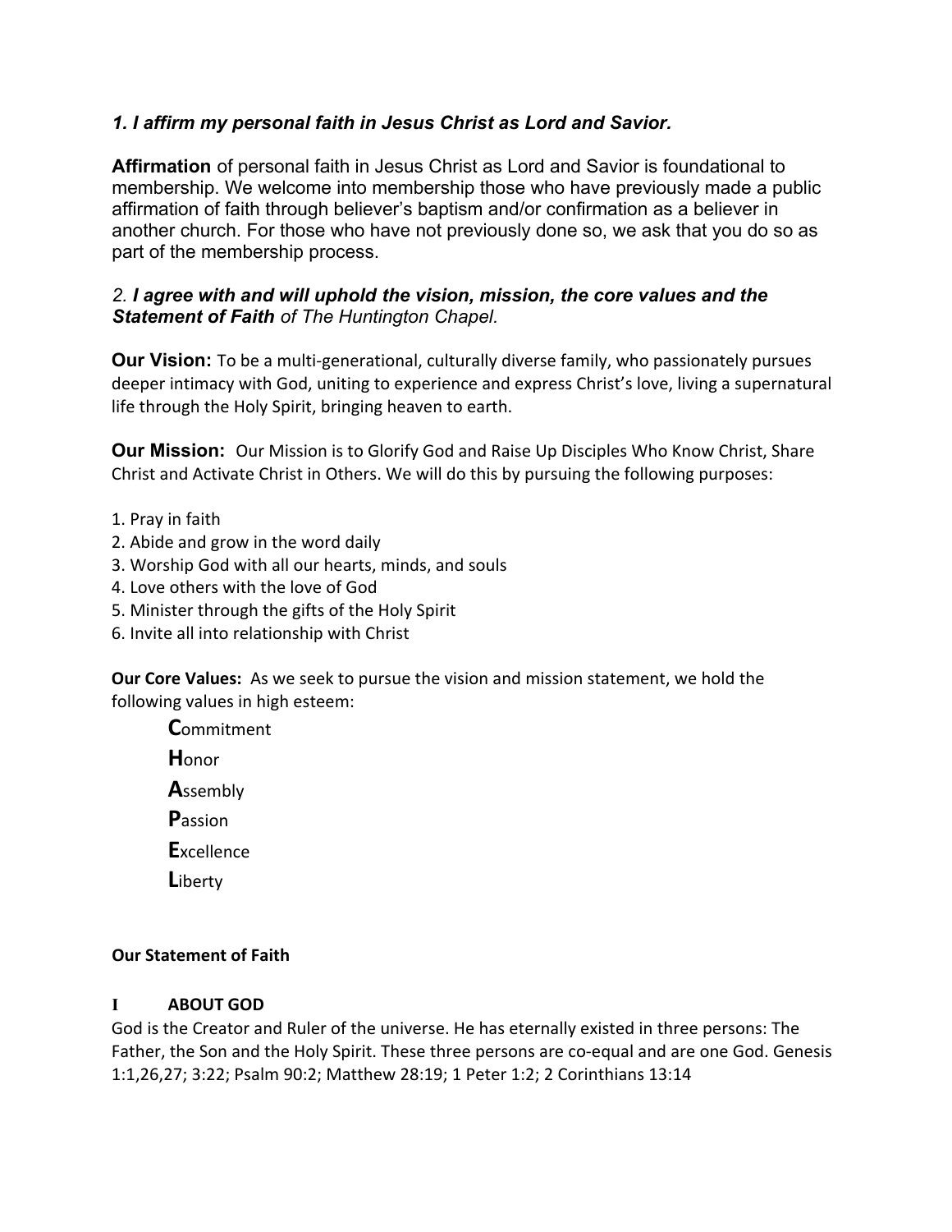***1. I affirm my personal faith in Jesus Christ as Lord and Savior.***

**Affirmation** of personal faith in Jesus Christ as Lord and Savior is foundational to membership. We welcome into membership those who have previously made a public affirmation of faith through believer's baptism and/or confirmation as a believer in another church. For those who have not previously done so, we ask that you do so as part of the membership process.

*2. **I agree with and will uphold the vision, mission, the core values and the Statement of Faith** of The Huntington Chapel.*

**Our Vision:** To be a multi-generational, culturally diverse family, who passionately pursues deeper intimacy with God, uniting to experience and express Christ's love, living a supernatural life through the Holy Spirit, bringing heaven to earth.

**Our Mission:** Our Mission is to Glorify God and Raise Up Disciples Who Know Christ, Share Christ and Activate Christ in Others. We will do this by pursuing the following purposes:

1. Pray in faith
2. Abide and grow in the word daily
3. Worship God with all our hearts, minds, and souls
4. Love others with the love of God
5. Minister through the gifts of the Holy Spirit
6. Invite all into relationship with Christ

**Our Core Values:** As we seek to pursue the vision and mission statement, we hold the following values in high esteem:

**C**ommitment

**H**onor

**A**ssembly

**P**assion

**E**xcellence

**L**iberty

**Our Statement of Faith**

**I ABOUT GOD**

God is the Creator and Ruler of the universe. He has eternally existed in three persons: The Father, the Son and the Holy Spirit. These three persons are co-equal and are one God. Genesis 1:1,26,27; 3:22; Psalm 90:2; Matthew 28:19; 1 Peter 1:2; 2 Corinthians 13:14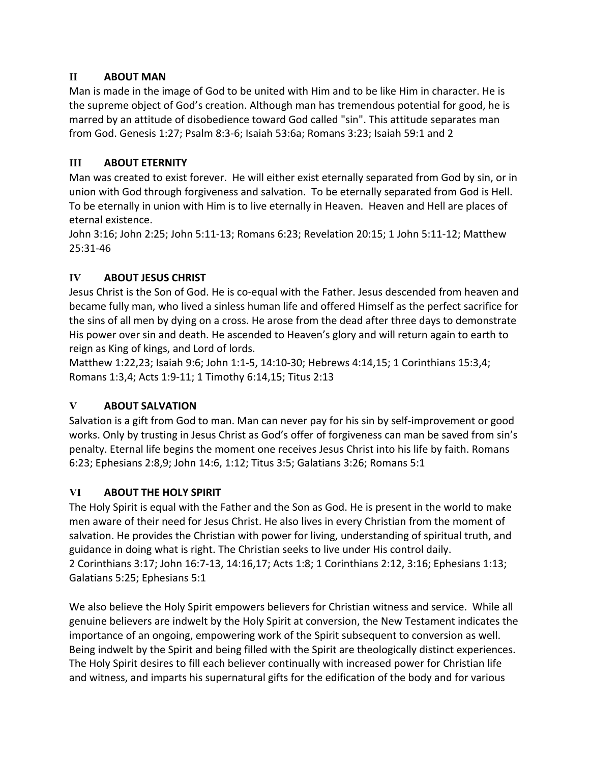## II ABOUT MAN

Man is made in the image of God to be united with Him and to be like Him in character. He is the supreme object of God's creation. Although man has tremendous potential for good, he is marred by an attitude of disobedience toward God called "sin". This attitude separates man from God. Genesis 1:27; Psalm 8:3-6; Isaiah 53:6a; Romans 3:23; Isaiah 59:1 and 2

## III ABOUT ETERNITY

Man was created to exist forever. He will either exist eternally separated from God by sin, or in union with God through forgiveness and salvation. To be eternally separated from God is Hell. To be eternally in union with Him is to live eternally in Heaven. Heaven and Hell are places of eternal existence.
John 3:16; John 2:25; John 5:11-13; Romans 6:23; Revelation 20:15; 1 John 5:11-12; Matthew 25:31-46

## IV ABOUT JESUS CHRIST

Jesus Christ is the Son of God. He is co-equal with the Father. Jesus descended from heaven and became fully man, who lived a sinless human life and offered Himself as the perfect sacrifice for the sins of all men by dying on a cross. He arose from the dead after three days to demonstrate His power over sin and death. He ascended to Heaven's glory and will return again to earth to reign as King of kings, and Lord of lords.
Matthew 1:22,23; Isaiah 9:6; John 1:1-5, 14:10-30; Hebrews 4:14,15; 1 Corinthians 15:3,4; Romans 1:3,4; Acts 1:9-11; 1 Timothy 6:14,15; Titus 2:13

## V ABOUT SALVATION

Salvation is a gift from God to man. Man can never pay for his sin by self-improvement or good works. Only by trusting in Jesus Christ as God's offer of forgiveness can man be saved from sin's penalty. Eternal life begins the moment one receives Jesus Christ into his life by faith. Romans 6:23; Ephesians 2:8,9; John 14:6, 1:12; Titus 3:5; Galatians 3:26; Romans 5:1

## VI ABOUT THE HOLY SPIRIT

The Holy Spirit is equal with the Father and the Son as God. He is present in the world to make men aware of their need for Jesus Christ. He also lives in every Christian from the moment of salvation. He provides the Christian with power for living, understanding of spiritual truth, and guidance in doing what is right. The Christian seeks to live under His control daily.
2 Corinthians 3:17; John 16:7-13, 14:16,17; Acts 1:8; 1 Corinthians 2:12, 3:16; Ephesians 1:13; Galatians 5:25; Ephesians 5:1

We also believe the Holy Spirit empowers believers for Christian witness and service. While all genuine believers are indwelt by the Holy Spirit at conversion, the New Testament indicates the importance of an ongoing, empowering work of the Spirit subsequent to conversion as well. Being indwelt by the Spirit and being filled with the Spirit are theologically distinct experiences. The Holy Spirit desires to fill each believer continually with increased power for Christian life and witness, and imparts his supernatural gifts for the edification of the body and for various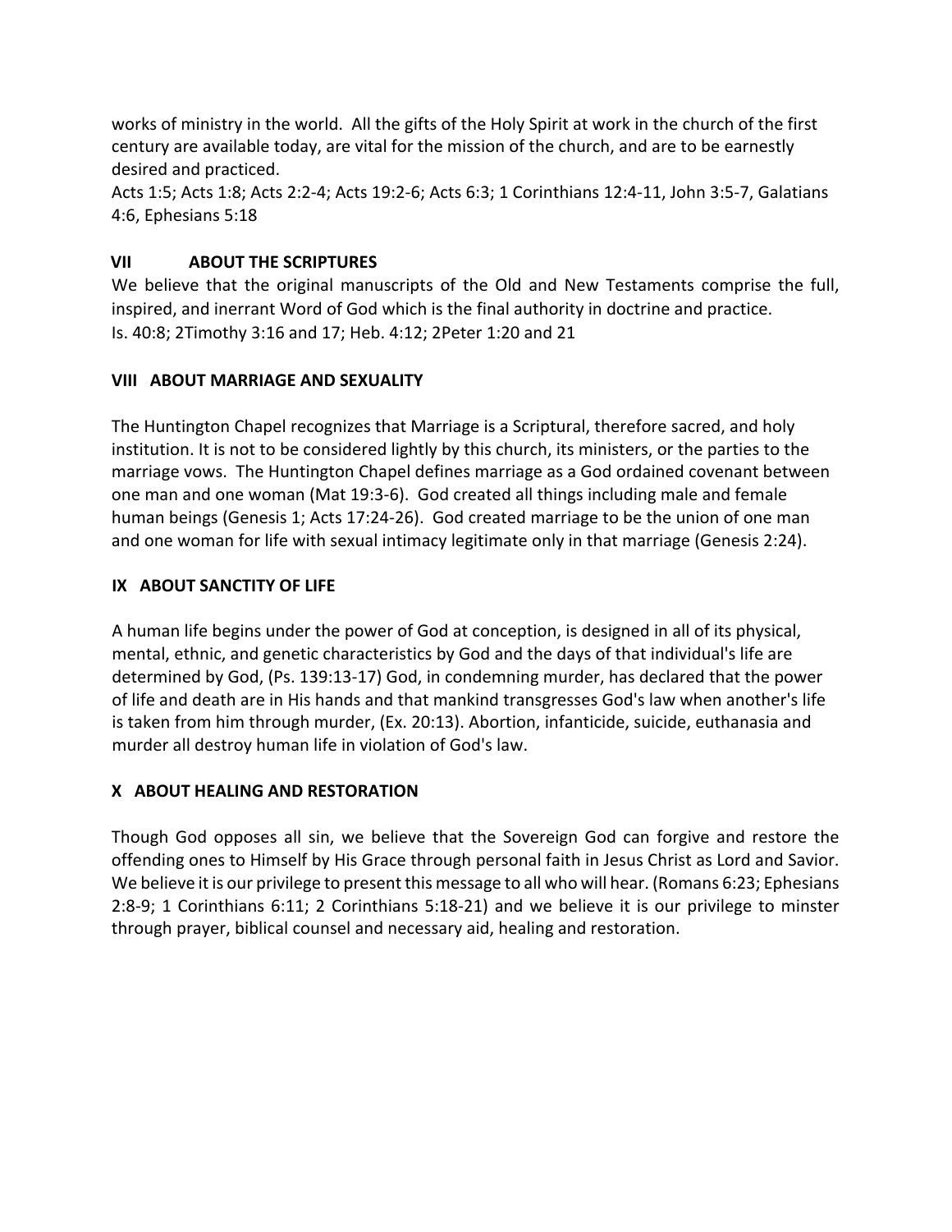works of ministry in the world. All the gifts of the Holy Spirit at work in the church of the first century are available today, are vital for the mission of the church, and are to be earnestly desired and practiced.

Acts 1:5; Acts 1:8; Acts 2:2-4; Acts 19:2-6; Acts 6:3; 1 Corinthians 12:4-11, John 3:5-7, Galatians 4:6, Ephesians 5:18

## VII ABOUT THE SCRIPTURES

We believe that the original manuscripts of the Old and New Testaments comprise the full, inspired, and inerrant Word of God which is the final authority in doctrine and practice.

Is. 40:8; 2Timothy 3:16 and 17; Heb. 4:12; 2Peter 1:20 and 21

## VIII ABOUT MARRIAGE AND SEXUALITY

The Huntington Chapel recognizes that Marriage is a Scriptural, therefore sacred, and holy institution. It is not to be considered lightly by this church, its ministers, or the parties to the marriage vows. The Huntington Chapel defines marriage as a God ordained covenant between one man and one woman (Mat 19:3-6). God created all things including male and female human beings (Genesis 1; Acts 17:24-26). God created marriage to be the union of one man and one woman for life with sexual intimacy legitimate only in that marriage (Genesis 2:24).

## IX ABOUT SANCTITY OF LIFE

A human life begins under the power of God at conception, is designed in all of its physical, mental, ethnic, and genetic characteristics by God and the days of that individual's life are determined by God, (Ps. 139:13-17) God, in condemning murder, has declared that the power of life and death are in His hands and that mankind transgresses God's law when another's life is taken from him through murder, (Ex. 20:13). Abortion, infanticide, suicide, euthanasia and murder all destroy human life in violation of God's law.

## X ABOUT HEALING AND RESTORATION

Though God opposes all sin, we believe that the Sovereign God can forgive and restore the offending ones to Himself by His Grace through personal faith in Jesus Christ as Lord and Savior. We believe it is our privilege to present this message to all who will hear. (Romans 6:23; Ephesians 2:8-9; 1 Corinthians 6:11; 2 Corinthians 5:18-21) and we believe it is our privilege to minster through prayer, biblical counsel and necessary aid, healing and restoration.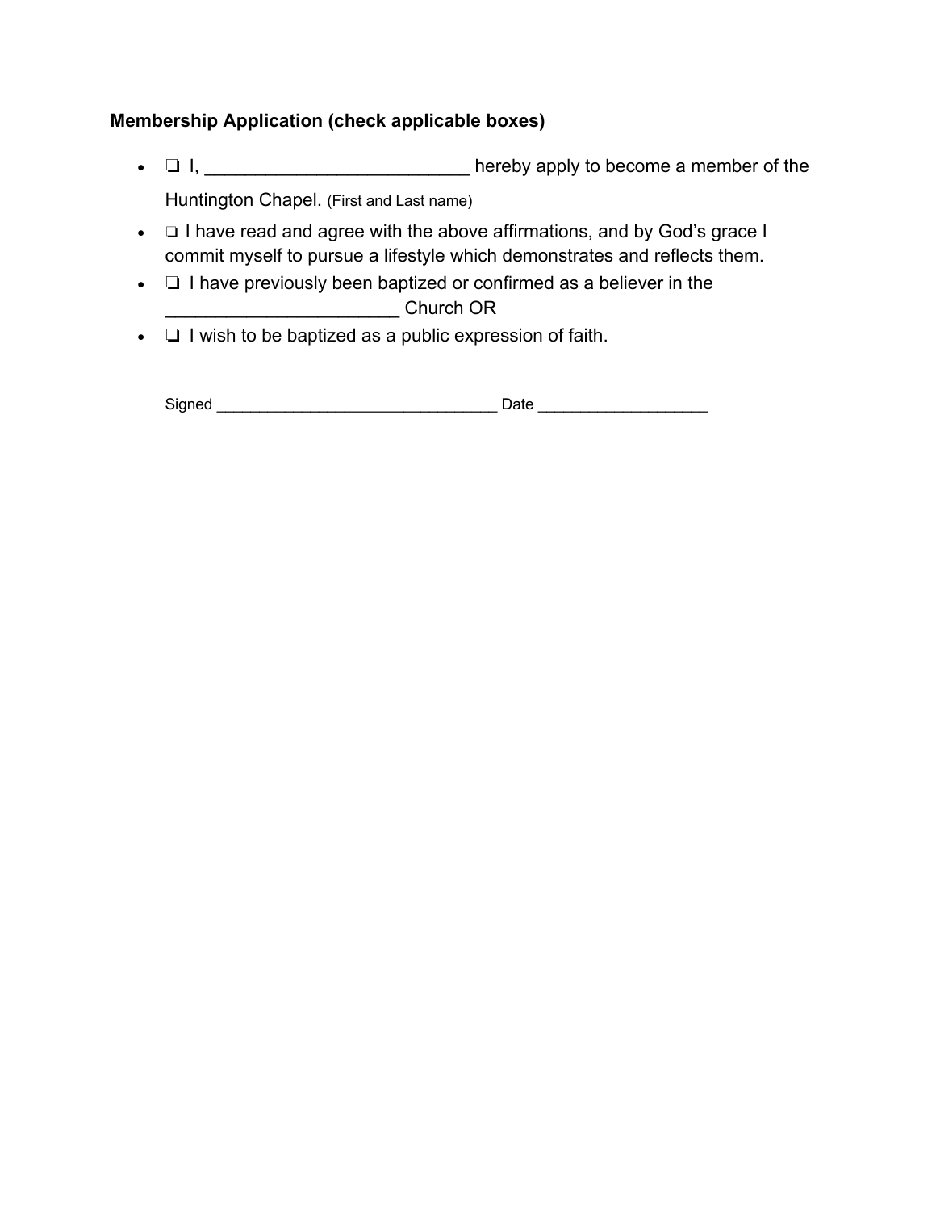**Membership Application (check applicable boxes)**

- ❏ I, __________________________ hereby apply to become a member of the Huntington Chapel. (First and Last name)
- ❏ I have read and agree with the above affirmations, and by God's grace I commit myself to pursue a lifestyle which demonstrates and reflects them.
- ❏ I have previously been baptized or confirmed as a believer in the _______________________ Church OR
- ❏ I wish to be baptized as a public expression of faith.

Signed _________________________________ Date ___________________